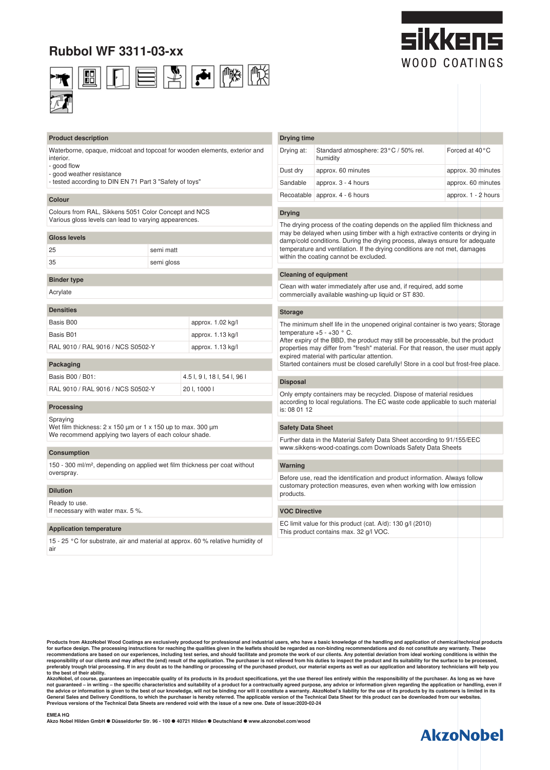# Rubbol WF 3311-03-xx

sikkens
WOOD COATINGS

## Product description

Waterborne, opaque, midcoat and topcoat for wooden elements, exterior and interior.
- good flow
- good weather resistance
- tested according to DIN EN 71 Part 3 "Safety of toys"

## Colour

Colours from RAL, Sikkens 5051 Color Concept and NCS
Various gloss levels can lead to varying appearences.

## Gloss levels

| | |
|---|---|
| 25 | semi matt |
| 35 | semi gloss |

## Binder type

Acrylate

## Densities

| | |
|---|---|
| Basis B00 | approx. 1.02 kg/l |
| Basis B01 | approx. 1.13 kg/l |
| RAL 9010 / RAL 9016 / NCS S0502-Y | approx. 1.13 kg/l |

## Packaging

| | |
|---|---|
| Basis B00 / B01: | 4.5 l, 9 l, 18 l, 54 l, 96 l |
| RAL 9010 / RAL 9016 / NCS S0502-Y | 20 l, 1000 l |

## Processing

Spraying
Wet film thickness: 2 x 150 µm or 1 x 150 up to max. 300 µm
We recommend applying two layers of each colour shade.

## Consumption

150 - 300 ml/m², depending on applied wet film thickness per coat without overspray.

## Dilution

Ready to use.
If necessary with water max. 5 %.

## Application temperature

15 - 25 °C for substrate, air and material at approx. 60 % relative humidity of air

## Drying time

| Drying at: | Standard atmosphere: 23 °C / 50% rel. humidity | Forced at 40 °C |
|---|---|---|
| Dust dry | approx. 60 minutes | approx. 30 minutes |
| Sandable | approx. 3 - 4 hours | approx. 60 minutes |
| Recoatable | approx. 4 - 6 hours | approx. 1 - 2 hours |

## Drying

The drying process of the coating depends on the applied film thickness and may be delayed when using timber with a high extractive contents or drying in damp/cold conditions. During the drying process, always ensure for adequate temperature and ventilation. If the drying conditions are not met, damages within the coating cannot be excluded.

## Cleaning of equipment

Clean with water immediately after use and, if required, add some commercially available washing-up liquid or ST 830.

## Storage

The minimum shelf life in the unopened original container is two years; Storage temperature +5 - +30 ° C.
After expiry of the BBD, the product may still be processable, but the product properties may differ from "fresh" material. For that reason, the user must apply expired material with particular attention.
Started containers must be closed carefully! Store in a cool but frost-free place.

## Disposal

Only empty containers may be recycled. Dispose of material residues according to local regulations. The EC waste code applicable to such material is: 08 01 12

## Safety Data Sheet

Further data in the Material Safety Data Sheet according to 91/155/EEC
www.sikkens-wood-coatings.com Downloads Safety Data Sheets

## Warning

Before use, read the identification and product information. Always follow customary protection measures, even when working with low emission products.

## VOC Directive

EC limit value for this product (cat. A/d): 130 g/l (2010)
This product contains max. 32 g/l VOC.

**Products from AkzoNobel Wood Coatings are exclusively produced for professional and industrial users, who have a basic knowledge of the handling and application of chemical/technical products for surface design. The processing instructions for reaching the qualities given in the leaflets should be regarded as non-binding recommendations and do not constitute any warranty. These recommendations are based on our experiences, including test series, and should facilitate and promote the work of our clients. Any potential deviation from ideal working conditions is within the responsibility of our clients and may affect the (end) result of the application. The purchaser is not relieved from his duties to inspect the product and its suitability for the surface to be processed, preferably trough trial processing. If in any doubt as to the handling or processing of the purchased product, our material experts as well as our application and laboratory technicians will help you to the best of their ability.**
**AkzoNobel, of course, guarantees an impeccable quality of its products in its product specifications, yet the use thereof lies entirely within the responsibility of the purchaser. As long as we have not guaranteed – in writing – the specific characteristics and suitability of a product for a contractually agreed purpose, any advice or information given regarding the application or handling, even if the advice or information is given to the best of our knowledge, will not be binding nor will it constitute a warranty. AkzoNobel's liability for the use of its products by its customers is limited in its General Sales and Delivery Conditions, to which the purchaser is hereby referred. The applicable version of the Technical Data Sheet for this product can be downloaded from our websites. Previous versions of the Technical Data Sheets are rendered void with the issue of a new one. Date of issue:2020-02-24**

**EMEA HQ**
**Akzo Nobel Hilden GmbH ● Düsseldorfer Str. 96 - 100 ● 40721 Hilden ● Deutschland ● www.akzonobel.com/wood**

AkzoNobel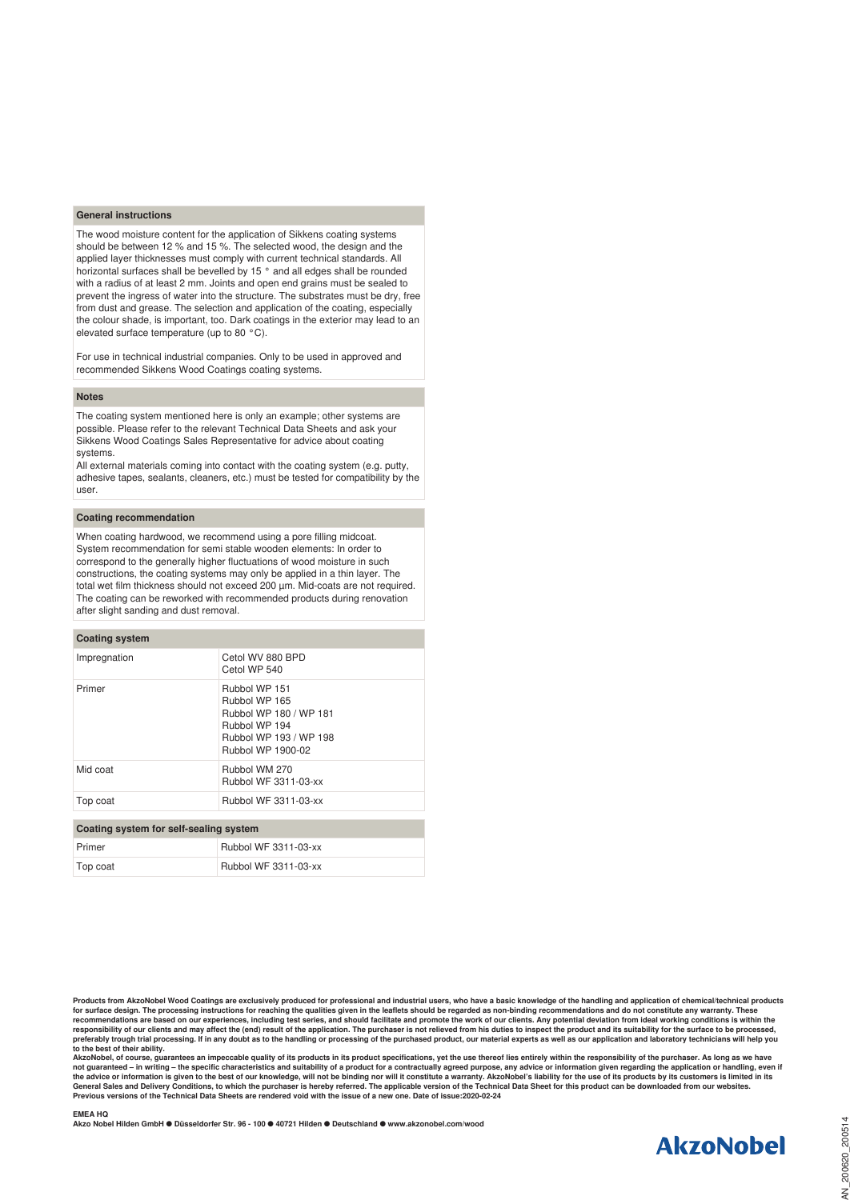## General instructions

The wood moisture content for the application of Sikkens coating systems should be between 12 % and 15 %. The selected wood, the design and the applied layer thicknesses must comply with current technical standards. All horizontal surfaces shall be bevelled by 15 ° and all edges shall be rounded with a radius of at least 2 mm. Joints and open end grains must be sealed to prevent the ingress of water into the structure. The substrates must be dry, free from dust and grease. The selection and application of the coating, especially the colour shade, is important, too. Dark coatings in the exterior may lead to an elevated surface temperature (up to 80 °C).

For use in technical industrial companies. Only to be used in approved and recommended Sikkens Wood Coatings coating systems.

## Notes

The coating system mentioned here is only an example; other systems are possible. Please refer to the relevant Technical Data Sheets and ask your Sikkens Wood Coatings Sales Representative for advice about coating systems.
All external materials coming into contact with the coating system (e.g. putty, adhesive tapes, sealants, cleaners, etc.) must be tested for compatibility by the user.

## Coating recommendation

When coating hardwood, we recommend using a pore filling midcoat.
System recommendation for semi stable wooden elements: In order to correspond to the generally higher fluctuations of wood moisture in such constructions, the coating systems may only be applied in a thin layer. The total wet film thickness should not exceed 200 µm. Mid-coats are not required.
The coating can be reworked with recommended products during renovation after slight sanding and dust removal.

## Coating system

| | |
|---|---|
| Impregnation | Cetol WV 880 BPD<br>Cetol WP 540 |
| Primer | Rubbol WP 151<br>Rubbol WP 165<br>Rubbol WP 180 / WP 181<br>Rubbol WP 194<br>Rubbol WP 193 / WP 198<br>Rubbol WP 1900-02 |
| Mid coat | Rubbol WM 270<br>Rubbol WF 3311-03-xx |
| Top coat | Rubbol WF 3311-03-xx |

## Coating system for self-sealing system

| | |
|---|---|
| Primer | Rubbol WF 3311-03-xx |
| Top coat | Rubbol WF 3311-03-xx |

**Products from AkzoNobel Wood Coatings are exclusively produced for professional and industrial users, who have a basic knowledge of the handling and application of chemical/technical products for surface design. The processing instructions for reaching the qualities given in the leaflets should be regarded as non-binding recommendations and do not constitute any warranty. These recommendations are based on our experiences, including test series, and should facilitate and promote the work of our clients. Any potential deviation from ideal working conditions is within the responsibility of our clients and may affect the (end) result of the application. The purchaser is not relieved from his duties to inspect the product and its suitability for the surface to be processed, preferably trough trial processing. If in any doubt as to the handling or processing of the purchased product, our material experts as well as our application and laboratory technicians will help you to the best of their ability.**
**AkzoNobel, of course, guarantees an impeccable quality of its products in its product specifications, yet the use thereof lies entirely within the responsibility of the purchaser. As long as we have not guaranteed – in writing – the specific characteristics and suitability of a product for a contractually agreed purpose, any advice or information given regarding the application or handling, even if the advice or information is given to the best of our knowledge, will not be binding nor will it constitute a warranty. AkzoNobel's liability for the use of its products by its customers is limited in its General Sales and Delivery Conditions, to which the purchaser is hereby referred. The applicable version of the Technical Data Sheet for this product can be downloaded from our websites. Previous versions of the Technical Data Sheets are rendered void with the issue of a new one. Date of issue:2020-02-24**

**EMEA HQ**
**Akzo Nobel Hilden GmbH ● Düsseldorfer Str. 96 - 100 ● 40721 Hilden ● Deutschland ● www.akzonobel.com/wood**

AkzoNobel

AN_200620_200514